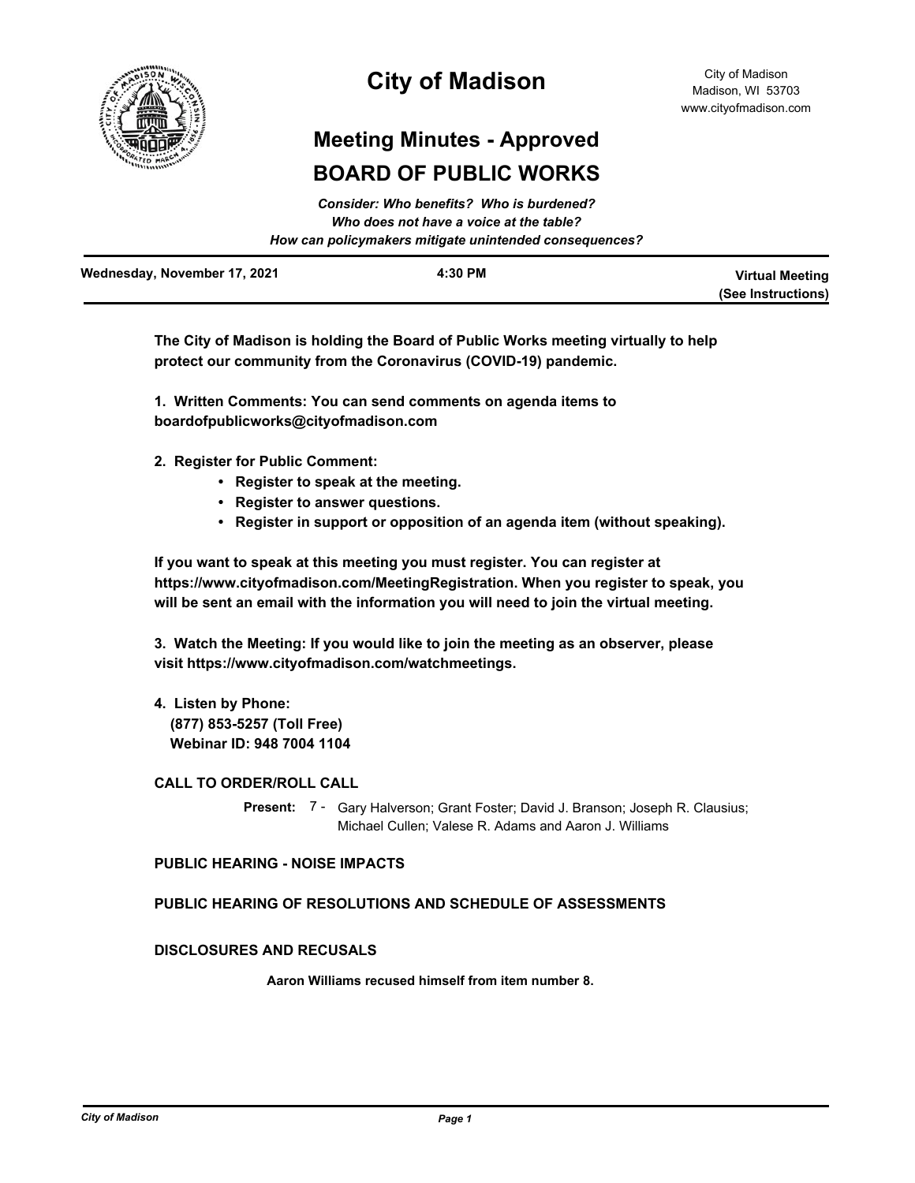# City of Madison

City of Madison
Madison, WI 53703
www.cityofmadison.com

## Meeting Minutes - Approved

## BOARD OF PUBLIC WORKS

*Consider: Who benefits? Who is burdened?*
*Who does not have a voice at the table?*
*How can policymakers mitigate unintended consequences?*

**Wednesday, November 17, 2021** | **4:30 PM** | **Virtual Meeting (See Instructions)**

---

**The City of Madison is holding the Board of Public Works meeting virtually to help protect our community from the Coronavirus (COVID-19) pandemic.**

**1. Written Comments: You can send comments on agenda items to boardofpublicworks@cityofmadison.com**

**2. Register for Public Comment:**

- **Register to speak at the meeting.**
- **Register to answer questions.**
- **Register in support or opposition of an agenda item (without speaking).**

**If you want to speak at this meeting you must register. You can register at https://www.cityofmadison.com/MeetingRegistration. When you register to speak, you will be sent an email with the information you will need to join the virtual meeting.**

**3. Watch the Meeting: If you would like to join the meeting as an observer, please visit https://www.cityofmadison.com/watchmeetings.**

**4. Listen by Phone:**
**(877) 853-5257 (Toll Free)**
**Webinar ID: 948 7004 1104**

### CALL TO ORDER/ROLL CALL

**Present:** 7 - Gary Halverson; Grant Foster; David J. Branson; Joseph R. Clausius; Michael Cullen; Valese R. Adams and Aaron J. Williams

### PUBLIC HEARING - NOISE IMPACTS

### PUBLIC HEARING OF RESOLUTIONS AND SCHEDULE OF ASSESSMENTS

### DISCLOSURES AND RECUSALS

**Aaron Williams recused himself from item number 8.**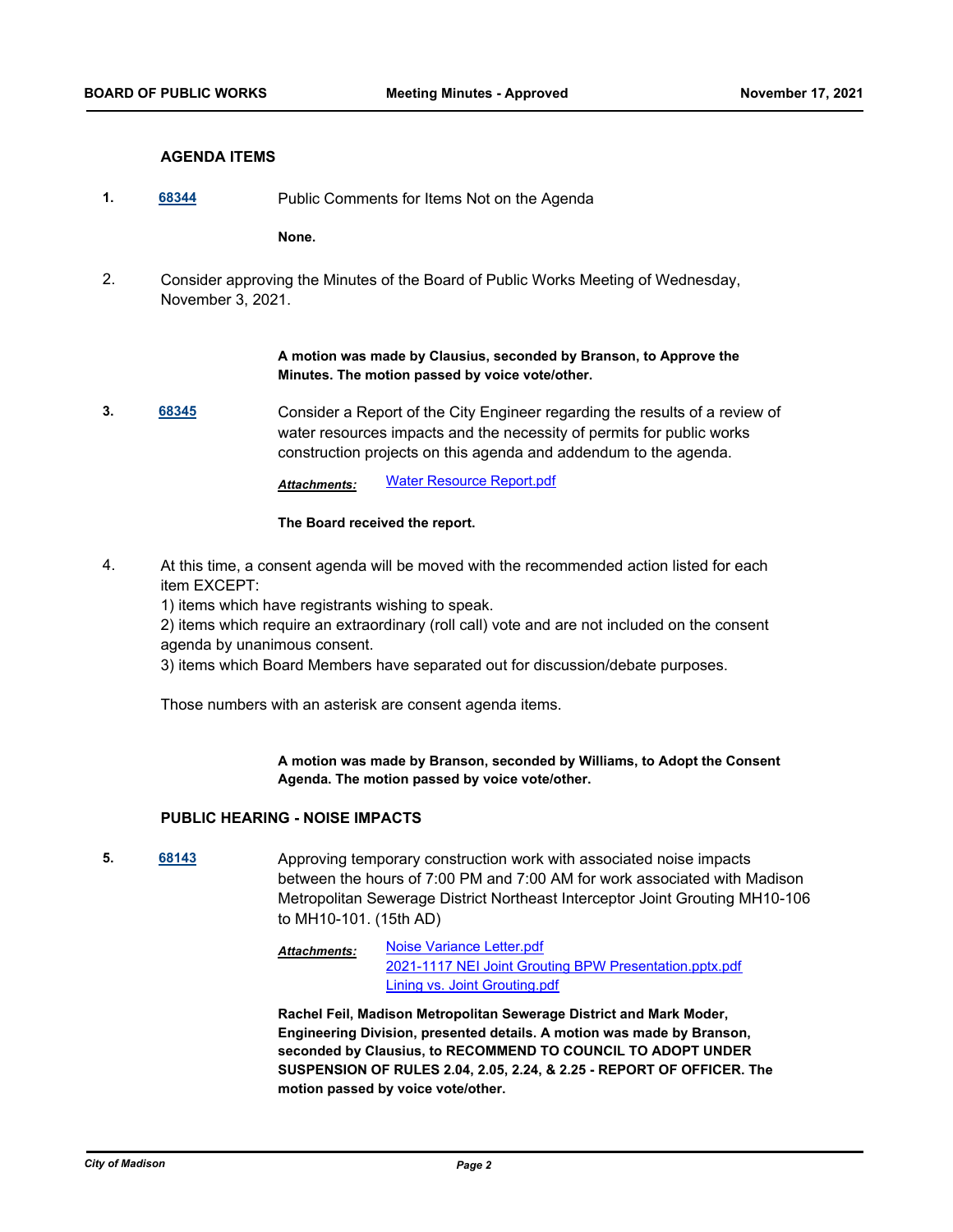### AGENDA ITEMS

**1.** **68344** Public Comments for Items Not on the Agenda

**None.**

2. Consider approving the Minutes of the Board of Public Works Meeting of Wednesday, November 3, 2021.

**A motion was made by Clausius, seconded by Branson, to Approve the Minutes. The motion passed by voice vote/other.**

**3.** **68345** Consider a Report of the City Engineer regarding the results of a review of water resources impacts and the necessity of permits for public works construction projects on this agenda and addendum to the agenda.

***Attachments:*** Water Resource Report.pdf

**The Board received the report.**

4. At this time, a consent agenda will be moved with the recommended action listed for each item EXCEPT:
1) items which have registrants wishing to speak.
2) items which require an extraordinary (roll call) vote and are not included on the consent agenda by unanimous consent.
3) items which Board Members have separated out for discussion/debate purposes.

Those numbers with an asterisk are consent agenda items.

**A motion was made by Branson, seconded by Williams, to Adopt the Consent Agenda. The motion passed by voice vote/other.**

### PUBLIC HEARING - NOISE IMPACTS

**5.** **68143** Approving temporary construction work with associated noise impacts between the hours of 7:00 PM and 7:00 AM for work associated with Madison Metropolitan Sewerage District Northeast Interceptor Joint Grouting MH10-106 to MH10-101. (15th AD)

***Attachments:*** Noise Variance Letter.pdf
2021-1117 NEI Joint Grouting BPW Presentation.pptx.pdf
Lining vs. Joint Grouting.pdf

**Rachel Feil, Madison Metropolitan Sewerage District and Mark Moder, Engineering Division, presented details. A motion was made by Branson, seconded by Clausius, to RECOMMEND TO COUNCIL TO ADOPT UNDER SUSPENSION OF RULES 2.04, 2.05, 2.24, & 2.25 - REPORT OF OFFICER. The motion passed by voice vote/other.**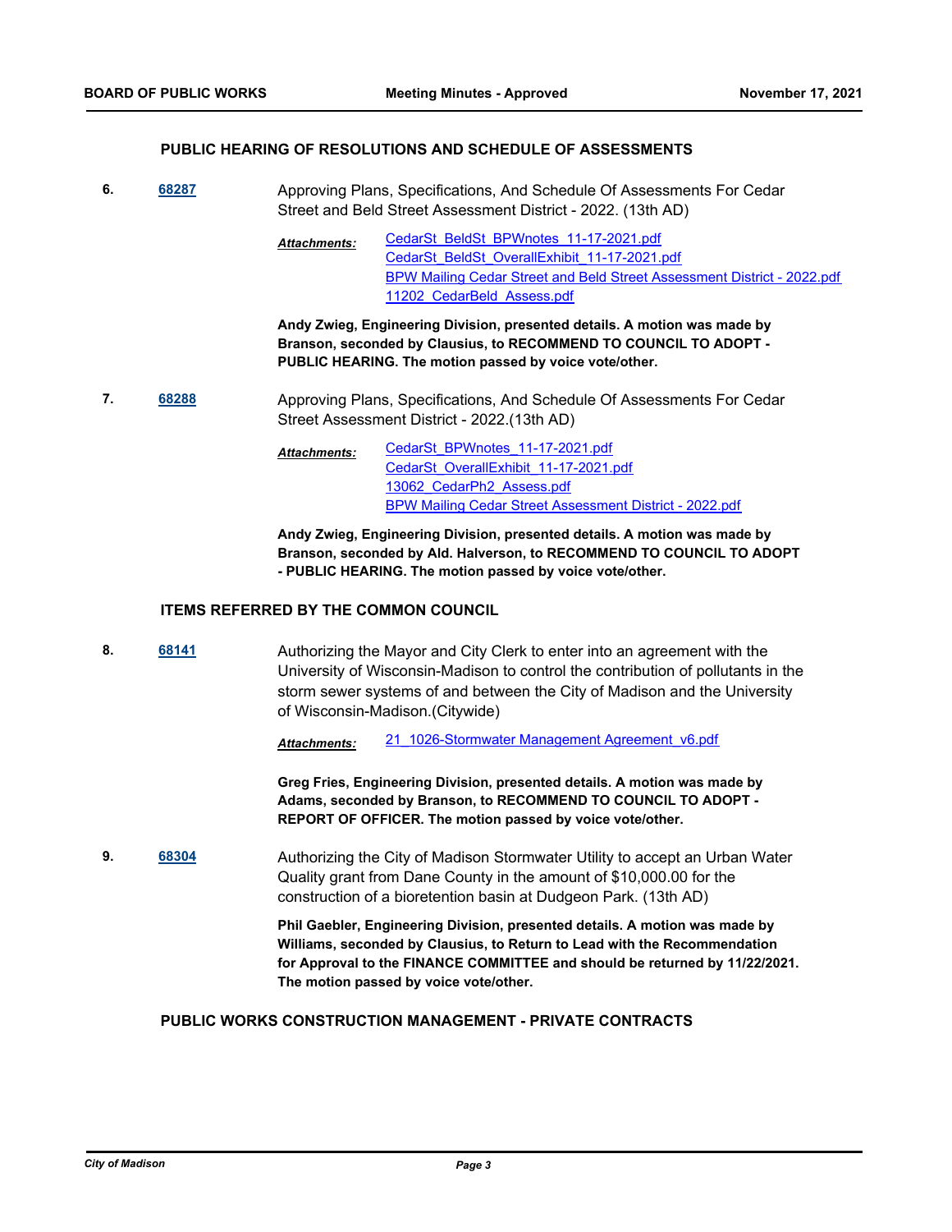## PUBLIC HEARING OF RESOLUTIONS AND SCHEDULE OF ASSESSMENTS

**6.** **68287** Approving Plans, Specifications, And Schedule Of Assessments For Cedar Street and Beld Street Assessment District - 2022. (13th AD)

***Attachments:*** CedarSt_BeldSt_BPWnotes_11-17-2021.pdf
CedarSt_BeldSt_OverallExhibit_11-17-2021.pdf
BPW Mailing Cedar Street and Beld Street Assessment District - 2022.pdf
11202_CedarBeld_Assess.pdf

**Andy Zwieg, Engineering Division, presented details. A motion was made by Branson, seconded by Clausius, to RECOMMEND TO COUNCIL TO ADOPT - PUBLIC HEARING. The motion passed by voice vote/other.**

**7.** **68288** Approving Plans, Specifications, And Schedule Of Assessments For Cedar Street Assessment District - 2022.(13th AD)

***Attachments:*** CedarSt_BPWnotes_11-17-2021.pdf
CedarSt_OverallExhibit_11-17-2021.pdf
13062_CedarPh2_Assess.pdf
BPW Mailing Cedar Street Assessment District - 2022.pdf

**Andy Zwieg, Engineering Division, presented details. A motion was made by Branson, seconded by Ald. Halverson, to RECOMMEND TO COUNCIL TO ADOPT - PUBLIC HEARING. The motion passed by voice vote/other.**

## ITEMS REFERRED BY THE COMMON COUNCIL

**8.** **68141** Authorizing the Mayor and City Clerk to enter into an agreement with the University of Wisconsin-Madison to control the contribution of pollutants in the storm sewer systems of and between the City of Madison and the University of Wisconsin-Madison.(Citywide)

***Attachments:*** 21_1026-Stormwater Management Agreement_v6.pdf

**Greg Fries, Engineering Division, presented details. A motion was made by Adams, seconded by Branson, to RECOMMEND TO COUNCIL TO ADOPT - REPORT OF OFFICER. The motion passed by voice vote/other.**

**9.** **68304** Authorizing the City of Madison Stormwater Utility to accept an Urban Water Quality grant from Dane County in the amount of $10,000.00 for the construction of a bioretention basin at Dudgeon Park. (13th AD)

**Phil Gaebler, Engineering Division, presented details. A motion was made by Williams, seconded by Clausius, to Return to Lead with the Recommendation for Approval to the FINANCE COMMITTEE and should be returned by 11/22/2021. The motion passed by voice vote/other.**

## PUBLIC WORKS CONSTRUCTION MANAGEMENT - PRIVATE CONTRACTS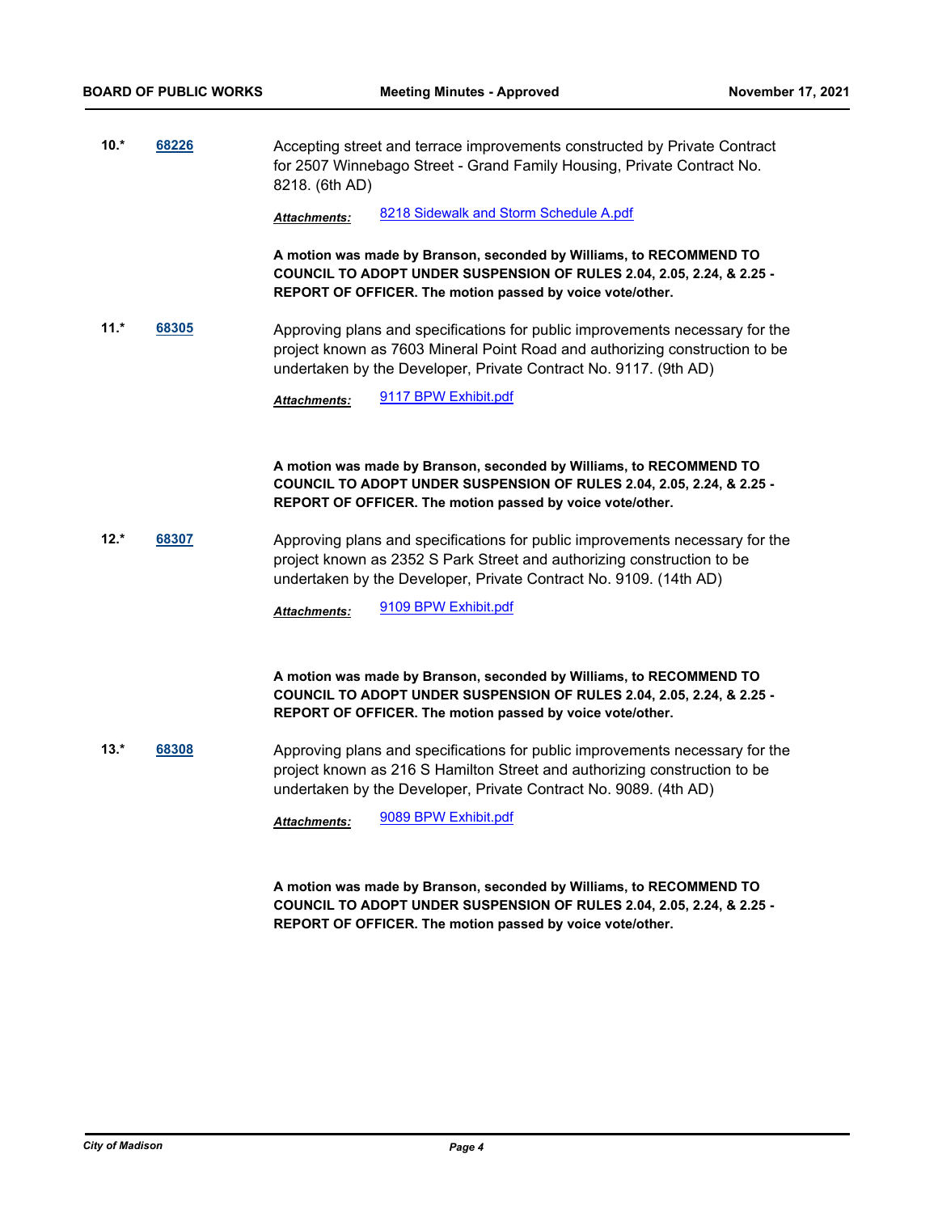**10.*** **68226**

Accepting street and terrace improvements constructed by Private Contract for 2507 Winnebago Street - Grand Family Housing, Private Contract No. 8218. (6th AD)

***Attachments:*** 8218 Sidewalk and Storm Schedule A.pdf

**A motion was made by Branson, seconded by Williams, to RECOMMEND TO COUNCIL TO ADOPT UNDER SUSPENSION OF RULES 2.04, 2.05, 2.24, & 2.25 - REPORT OF OFFICER. The motion passed by voice vote/other.**

**11.*** **68305**

Approving plans and specifications for public improvements necessary for the project known as 7603 Mineral Point Road and authorizing construction to be undertaken by the Developer, Private Contract No. 9117. (9th AD)

***Attachments:*** 9117 BPW Exhibit.pdf

**A motion was made by Branson, seconded by Williams, to RECOMMEND TO COUNCIL TO ADOPT UNDER SUSPENSION OF RULES 2.04, 2.05, 2.24, & 2.25 - REPORT OF OFFICER. The motion passed by voice vote/other.**

**12.*** **68307**

Approving plans and specifications for public improvements necessary for the project known as 2352 S Park Street and authorizing construction to be undertaken by the Developer, Private Contract No. 9109. (14th AD)

***Attachments:*** 9109 BPW Exhibit.pdf

**A motion was made by Branson, seconded by Williams, to RECOMMEND TO COUNCIL TO ADOPT UNDER SUSPENSION OF RULES 2.04, 2.05, 2.24, & 2.25 - REPORT OF OFFICER. The motion passed by voice vote/other.**

**13.*** **68308**

Approving plans and specifications for public improvements necessary for the project known as 216 S Hamilton Street and authorizing construction to be undertaken by the Developer, Private Contract No. 9089. (4th AD)

***Attachments:*** 9089 BPW Exhibit.pdf

**A motion was made by Branson, seconded by Williams, to RECOMMEND TO COUNCIL TO ADOPT UNDER SUSPENSION OF RULES 2.04, 2.05, 2.24, & 2.25 - REPORT OF OFFICER. The motion passed by voice vote/other.**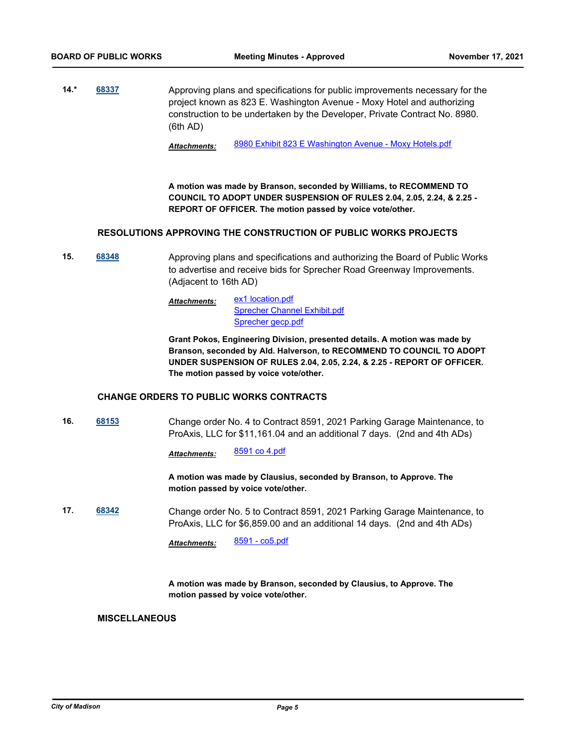**14.*** **68337** Approving plans and specifications for public improvements necessary for the project known as 823 E. Washington Avenue - Moxy Hotel and authorizing construction to be undertaken by the Developer, Private Contract No. 8980. (6th AD)

***Attachments:*** 8980 Exhibit 823 E Washington Avenue - Moxy Hotels.pdf

**A motion was made by Branson, seconded by Williams, to RECOMMEND TO COUNCIL TO ADOPT UNDER SUSPENSION OF RULES 2.04, 2.05, 2.24, & 2.25 - REPORT OF OFFICER. The motion passed by voice vote/other.**

## RESOLUTIONS APPROVING THE CONSTRUCTION OF PUBLIC WORKS PROJECTS

**15.** **68348** Approving plans and specifications and authorizing the Board of Public Works to advertise and receive bids for Sprecher Road Greenway Improvements. (Adjacent to 16th AD)

***Attachments:*** ex1 location.pdf
Sprecher Channel Exhibit.pdf
Sprecher gecp.pdf

**Grant Pokos, Engineering Division, presented details. A motion was made by Branson, seconded by Ald. Halverson, to RECOMMEND TO COUNCIL TO ADOPT UNDER SUSPENSION OF RULES 2.04, 2.05, 2.24, & 2.25 - REPORT OF OFFICER. The motion passed by voice vote/other.**

## CHANGE ORDERS TO PUBLIC WORKS CONTRACTS

**16.** **68153** Change order No. 4 to Contract 8591, 2021 Parking Garage Maintenance, to ProAxis, LLC for $11,161.04 and an additional 7 days. (2nd and 4th ADs)

***Attachments:*** 8591 co 4.pdf

**A motion was made by Clausius, seconded by Branson, to Approve. The motion passed by voice vote/other.**

**17.** **68342** Change order No. 5 to Contract 8591, 2021 Parking Garage Maintenance, to ProAxis, LLC for $6,859.00 and an additional 14 days. (2nd and 4th ADs)

***Attachments:*** 8591 - co5.pdf

**A motion was made by Branson, seconded by Clausius, to Approve. The motion passed by voice vote/other.**

## MISCELLANEOUS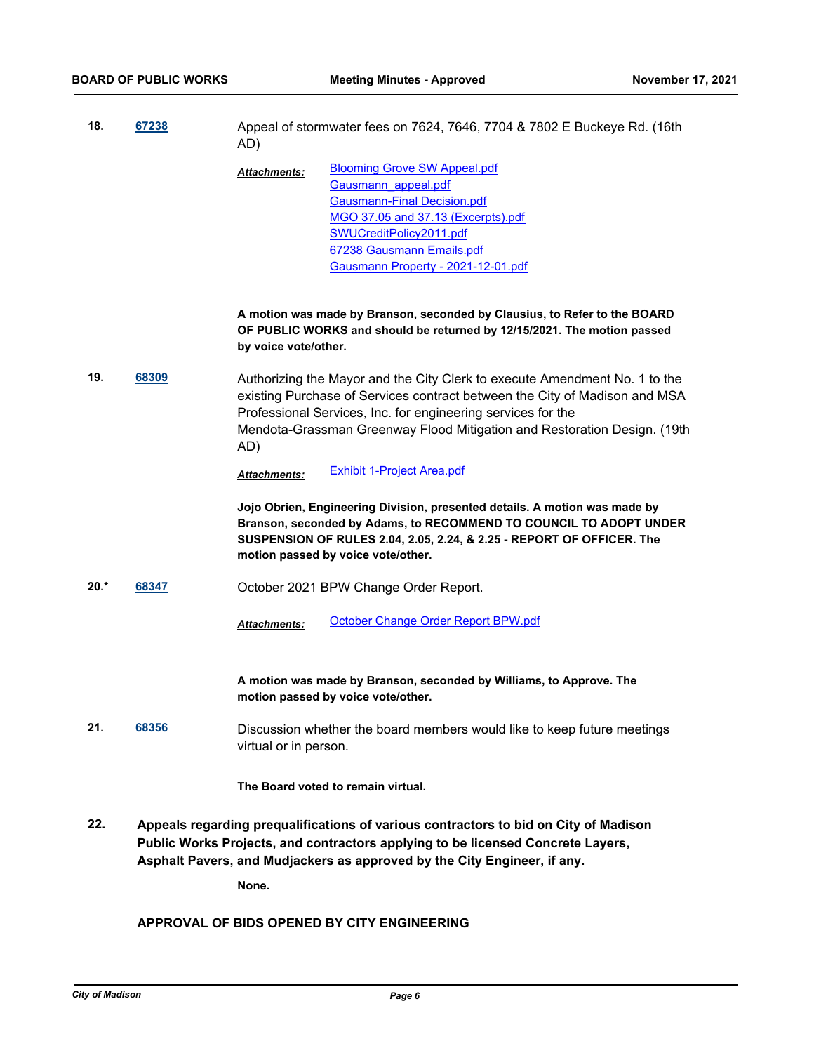**18.** **67238** Appeal of stormwater fees on 7624, 7646, 7704 & 7802 E Buckeye Rd. (16th AD)

***Attachments:*** Blooming Grove SW Appeal.pdf
Gausmann_appeal.pdf
Gausmann-Final Decision.pdf
MGO 37.05 and 37.13 (Excerpts).pdf
SWUCreditPolicy2011.pdf
67238 Gausmann Emails.pdf
Gausmann Property - 2021-12-01.pdf

**A motion was made by Branson, seconded by Clausius, to Refer to the BOARD OF PUBLIC WORKS and should be returned by 12/15/2021. The motion passed by voice vote/other.**

**19.** **68309** Authorizing the Mayor and the City Clerk to execute Amendment No. 1 to the existing Purchase of Services contract between the City of Madison and MSA Professional Services, Inc. for engineering services for the Mendota-Grassman Greenway Flood Mitigation and Restoration Design. (19th AD)

***Attachments:*** Exhibit 1-Project Area.pdf

**Jojo Obrien, Engineering Division, presented details. A motion was made by Branson, seconded by Adams, to RECOMMEND TO COUNCIL TO ADOPT UNDER SUSPENSION OF RULES 2.04, 2.05, 2.24, & 2.25 - REPORT OF OFFICER. The motion passed by voice vote/other.**

**20.*** **68347** October 2021 BPW Change Order Report.

***Attachments:*** October Change Order Report BPW.pdf

**A motion was made by Branson, seconded by Williams, to Approve. The motion passed by voice vote/other.**

**21.** **68356** Discussion whether the board members would like to keep future meetings virtual or in person.

**The Board voted to remain virtual.**

**22.** **Appeals regarding prequalifications of various contractors to bid on City of Madison Public Works Projects, and contractors applying to be licensed Concrete Layers, Asphalt Pavers, and Mudjackers as approved by the City Engineer, if any.**

**None.**

## APPROVAL OF BIDS OPENED BY CITY ENGINEERING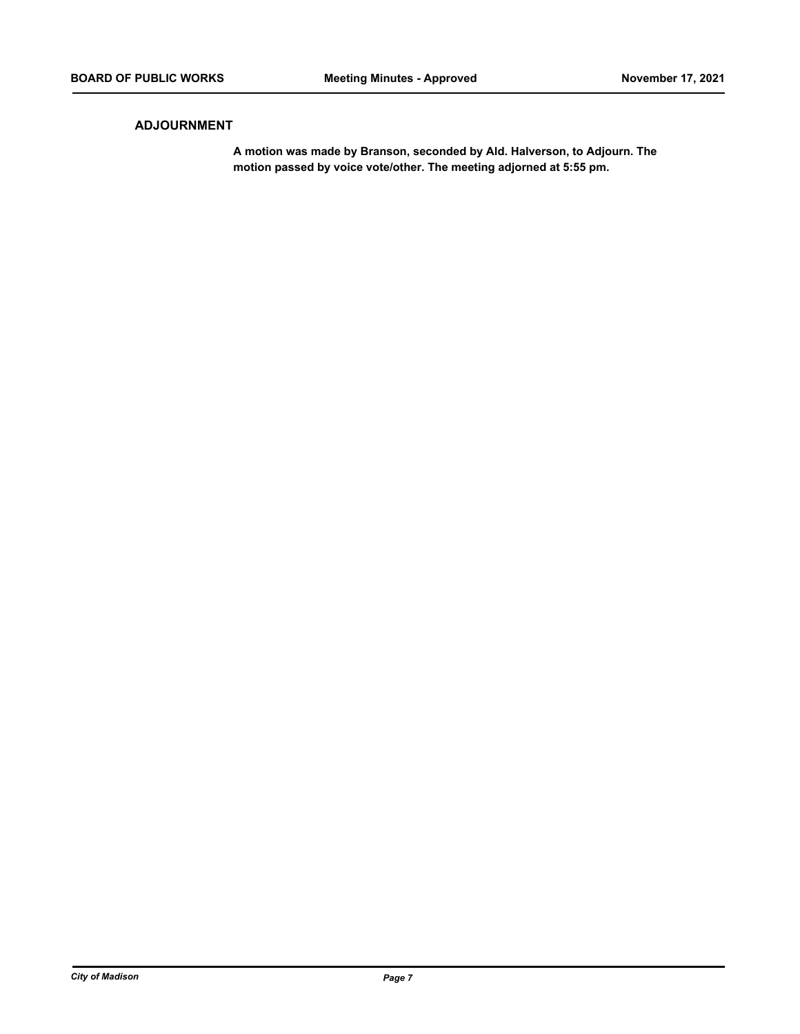## ADJOURNMENT

**A motion was made by Branson, seconded by Ald. Halverson, to Adjourn. The motion passed by voice vote/other. The meeting adjorned at 5:55 pm.**